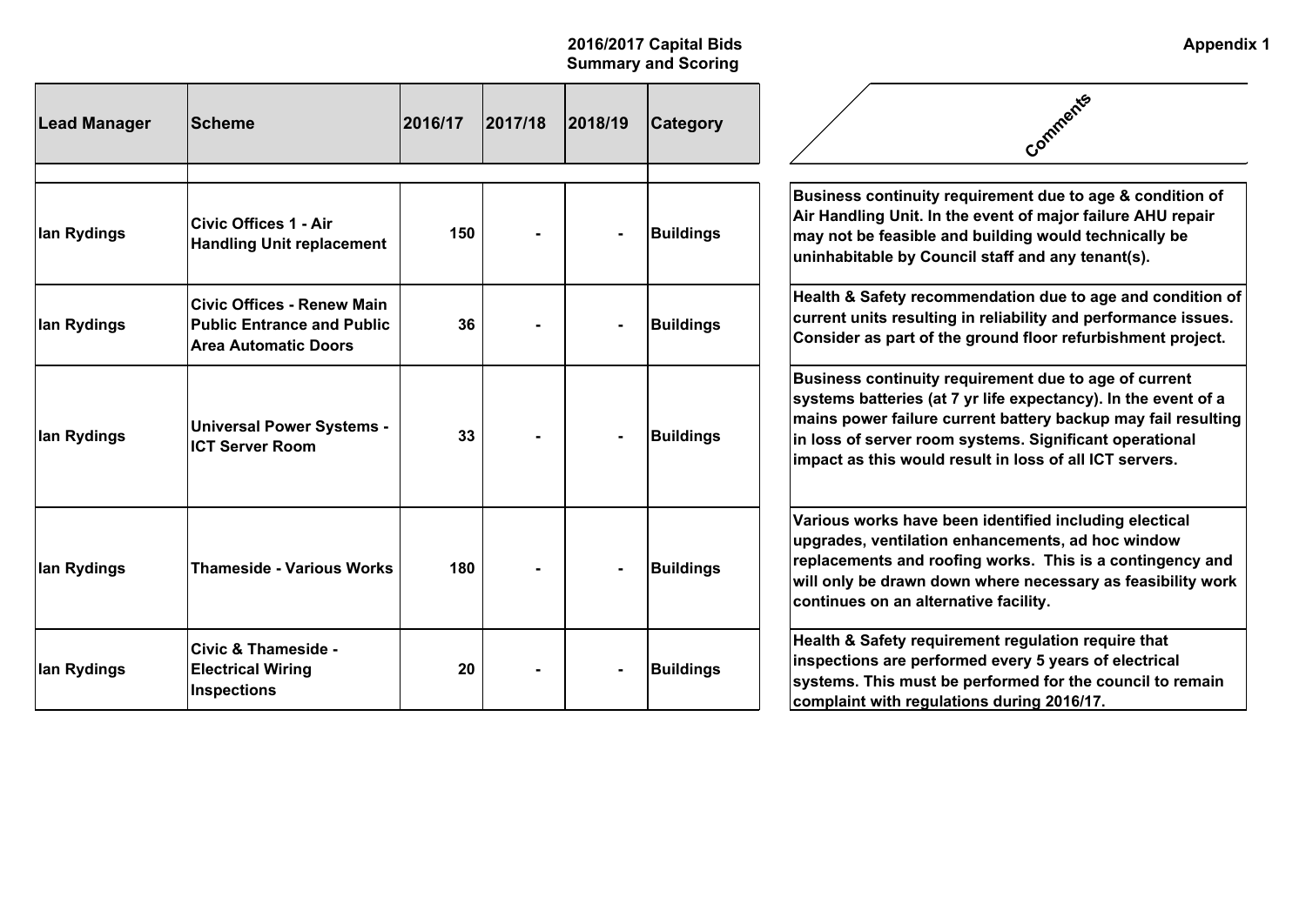**2016/2017 Capital Bids**
**Summary and Scoring**

**Appendix 1**

| Lead Manager | Scheme | 2016/17 | 2017/18 | 2018/19 | Category | Comments |
|---|---|---|---|---|---|---|
| | | | | | | |
| Ian Rydings | Civic Offices 1 - Air Handling Unit replacement | 150 | - | - | Buildings | Business continuity requirement due to age & condition of Air Handling Unit. In the event of major failure AHU repair may not be feasible and building would technically be uninhabitable by Council staff and any tenant(s). |
| Ian Rydings | Civic Offices - Renew Main Public Entrance and Public Area Automatic Doors | 36 | - | - | Buildings | Health & Safety recommendation due to age and condition of current units resulting in reliability and performance issues. Consider as part of the ground floor refurbishment project. |
| Ian Rydings | Universal Power Systems - ICT Server Room | 33 | - | - | Buildings | Business continuity requirement due to age of current systems batteries (at 7 yr life expectancy). In the event of a mains power failure current battery backup may fail resulting in loss of server room systems. Significant operational impact as this would result in loss of all ICT servers. |
| Ian Rydings | Thameside - Various Works | 180 | - | - | Buildings | Various works have been identified including electical upgrades, ventilation enhancements, ad hoc window replacements and roofing works. This is a contingency and will only be drawn down where necessary as feasibility work continues on an alternative facility. |
| Ian Rydings | Civic & Thameside - Electrical Wiring Inspections | 20 | - | - | Buildings | Health & Safety requirement regulation require that inspections are performed every 5 years of electrical systems. This must be performed for the council to remain complaint with regulations during 2016/17. |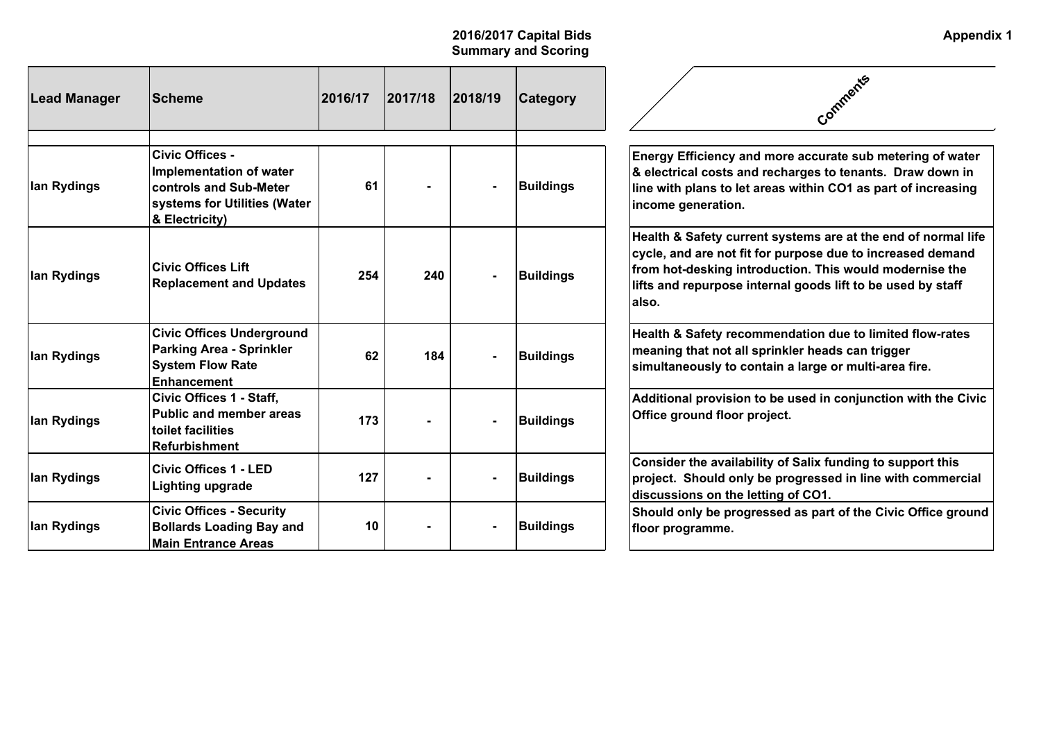## 2016/2017 Capital Bids
## Summary and Scoring

**Appendix 1**

| Lead Manager | Scheme | 2016/17 | 2017/18 | 2018/19 | Category | Comments |
|---|---|---|---|---|---|---|
| Ian Rydings | Civic Offices - Implementation of water controls and Sub-Meter systems for Utilities (Water & Electricity) | 61 | - | - | Buildings | Energy Efficiency and more accurate sub metering of water & electrical costs and recharges to tenants. Draw down in line with plans to let areas within CO1 as part of increasing income generation. |
| Ian Rydings | Civic Offices Lift Replacement and Updates | 254 | 240 | - | Buildings | Health & Safety current systems are at the end of normal life cycle, and are not fit for purpose due to increased demand from hot-desking introduction. This would modernise the lifts and repurpose internal goods lift to be used by staff also. |
| Ian Rydings | Civic Offices Underground Parking Area - Sprinkler System Flow Rate Enhancement | 62 | 184 | - | Buildings | Health & Safety recommendation due to limited flow-rates meaning that not all sprinkler heads can trigger simultaneously to contain a large or multi-area fire. |
| Ian Rydings | Civic Offices 1 - Staff, Public and member areas toilet facilities Refurbishment | 173 | - | - | Buildings | Additional provision to be used in conjunction with the Civic Office ground floor project. |
| Ian Rydings | Civic Offices 1 - LED Lighting upgrade | 127 | - | - | Buildings | Consider the availability of Salix funding to support this project. Should only be progressed in line with commercial discussions on the letting of CO1. |
| Ian Rydings | Civic Offices - Security Bollards Loading Bay and Main Entrance Areas | 10 | - | - | Buildings | Should only be progressed as part of the Civic Office ground floor programme. |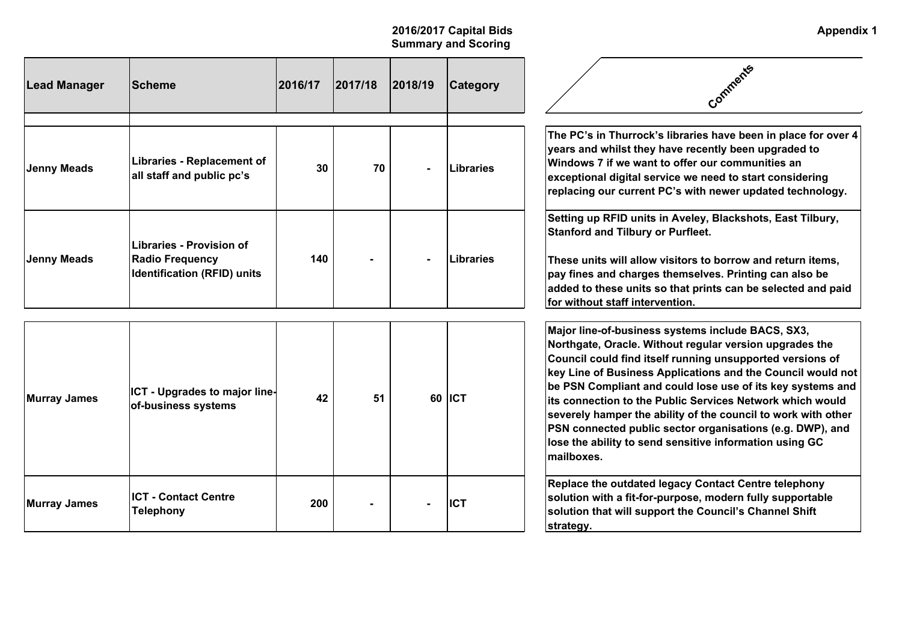**Appendix 1**

## 2016/2017 Capital Bids
## Summary and Scoring

| Lead Manager | Scheme | 2016/17 | 2017/18 | 2018/19 | Category | Comments |
|---|---|---|---|---|---|---|
| | | | | | | |
| Jenny Meads | Libraries - Replacement of all staff and public pc's | 30 | 70 | - | Libraries | The PC's in Thurrock's libraries have been in place for over 4 years and whilst they have recently been upgraded to Windows 7 if we want to offer our communities an exceptional digital service we need to start considering replacing our current PC's with newer updated technology. |
| Jenny Meads | Libraries - Provision of Radio Frequency Identification (RFID) units | 140 | - | - | Libraries | Setting up RFID units in Aveley, Blackshots, East Tilbury, Stanford and Tilbury or Purfleet.<br><br>These units will allow visitors to borrow and return items, pay fines and charges themselves. Printing can also be added to these units so that prints can be selected and paid for without staff intervention. |
| Murray James | ICT - Upgrades to major line-of-business systems | 42 | 51 | 60 | ICT | Major line-of-business systems include BACS, SX3, Northgate, Oracle. Without regular version upgrades the Council could find itself running unsupported versions of key Line of Business Applications and the Council would not be PSN Compliant and could lose use of its key systems and its connection to the Public Services Network which would severely hamper the ability of the council to work with other PSN connected public sector organisations (e.g. DWP), and lose the ability to send sensitive information using GC mailboxes. |
| Murray James | ICT - Contact Centre Telephony | 200 | - | - | ICT | Replace the outdated legacy Contact Centre telephony solution with a fit-for-purpose, modern fully supportable solution that will support the Council's Channel Shift strategy. |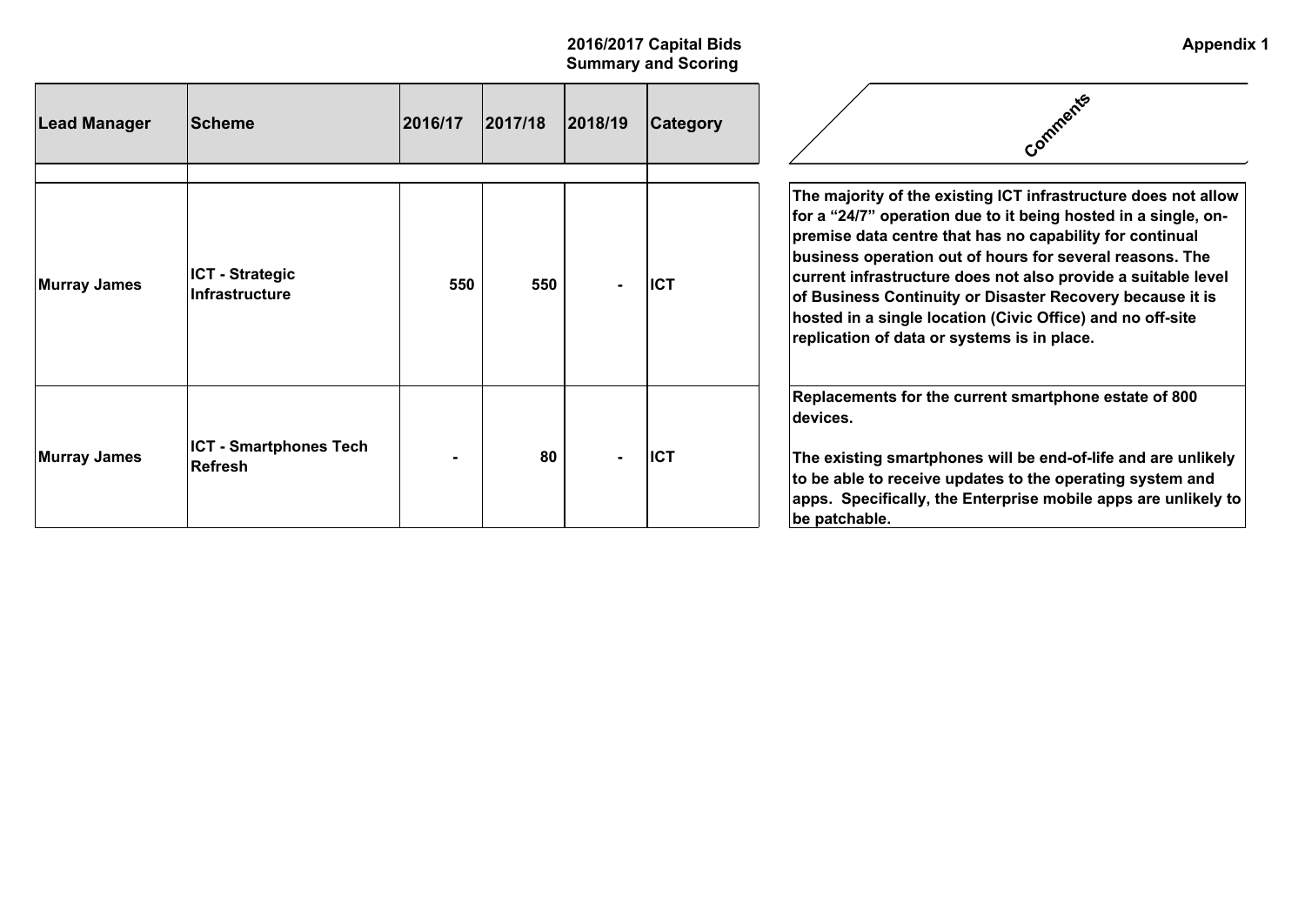**Appendix 1**

## 2016/2017 Capital Bids
## Summary and Scoring

| Lead Manager | Scheme | 2016/17 | 2017/18 | 2018/19 | Category | Comments |
|---|---|---|---|---|---|---|
| | | | | | | |
| Murray James | ICT - Strategic Infrastructure | 550 | 550 | - | ICT | The majority of the existing ICT infrastructure does not allow for a "24/7" operation due to it being hosted in a single, on-premise data centre that has no capability for continual business operation out of hours for several reasons. The current infrastructure does not also provide a suitable level of Business Continuity or Disaster Recovery because it is hosted in a single location (Civic Office) and no off-site replication of data or systems is in place. |
| Murray James | ICT - Smartphones Tech Refresh | - | 80 | - | ICT | Replacements for the current smartphone estate of 800 devices.<br><br>The existing smartphones will be end-of-life and are unlikely to be able to receive updates to the operating system and apps. Specifically, the Enterprise mobile apps are unlikely to be patchable. |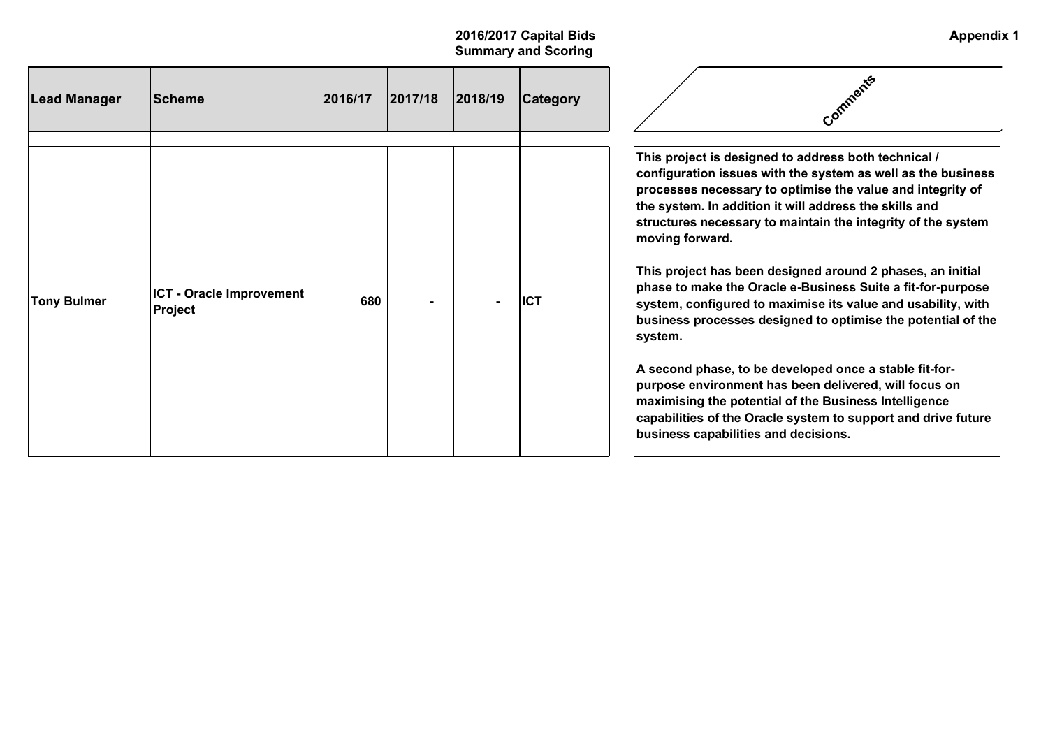**Appendix 1**

## 2016/2017 Capital Bids
## Summary and Scoring

| Lead Manager | Scheme | 2016/17 | 2017/18 | 2018/19 | Category | Comments |
|---|---|---|---|---|---|---|
| Tony Bulmer | ICT - Oracle Improvement Project | 680 | - | - | ICT | This project is designed to address both technical / configuration issues with the system as well as the business processes necessary to optimise the value and integrity of the system. In addition it will address the skills and structures necessary to maintain the integrity of the system moving forward.<br><br>This project has been designed around 2 phases, an initial phase to make the Oracle e-Business Suite a fit-for-purpose system, configured to maximise its value and usability, with business processes designed to optimise the potential of the system.<br><br>A second phase, to be developed once a stable fit-for-purpose environment has been delivered, will focus on maximising the potential of the Business Intelligence capabilities of the Oracle system to support and drive future business capabilities and decisions. |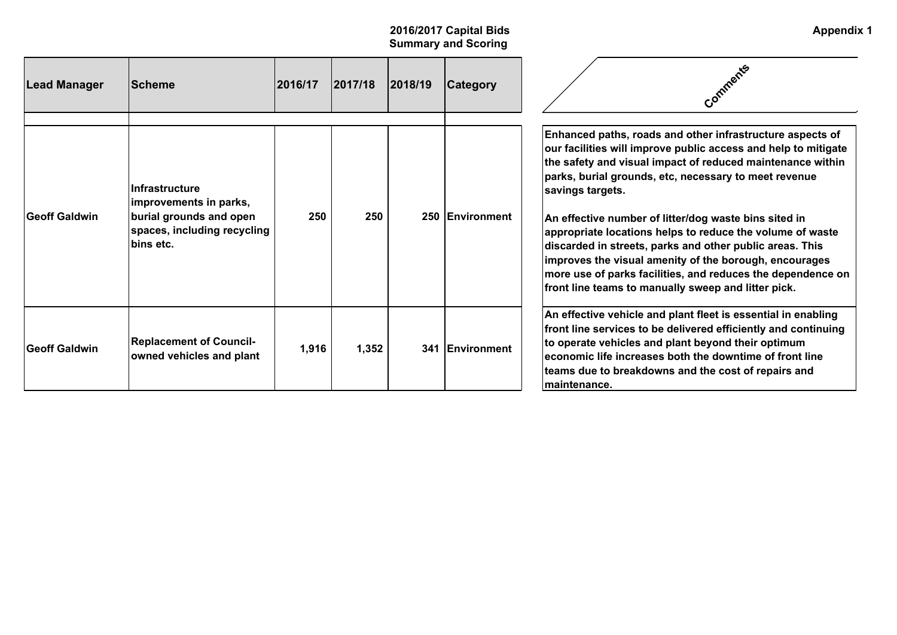**2016/2017 Capital Bids**
**Summary and Scoring**

**Appendix 1**

| Lead Manager | Scheme | 2016/17 | 2017/18 | 2018/19 | Category | Comments |
|---|---|---|---|---|---|---|
| | | | | | | |
| Geoff Galdwin | Infrastructure improvements in parks, burial grounds and open spaces, including recycling bins etc. | 250 | 250 | 250 | Environment | Enhanced paths, roads and other infrastructure aspects of our facilities will improve public access and help to mitigate the safety and visual impact of reduced maintenance within parks, burial grounds, etc, necessary to meet revenue savings targets.<br><br>An effective number of litter/dog waste bins sited in appropriate locations helps to reduce the volume of waste discarded in streets, parks and other public areas. This improves the visual amenity of the borough, encourages more use of parks facilities, and reduces the dependence on front line teams to manually sweep and litter pick. |
| Geoff Galdwin | Replacement of Council-owned vehicles and plant | 1,916 | 1,352 | 341 | Environment | An effective vehicle and plant fleet is essential in enabling front line services to be delivered efficiently and continuing to operate vehicles and plant beyond their optimum economic life increases both the downtime of front line teams due to breakdowns and the cost of repairs and maintenance. |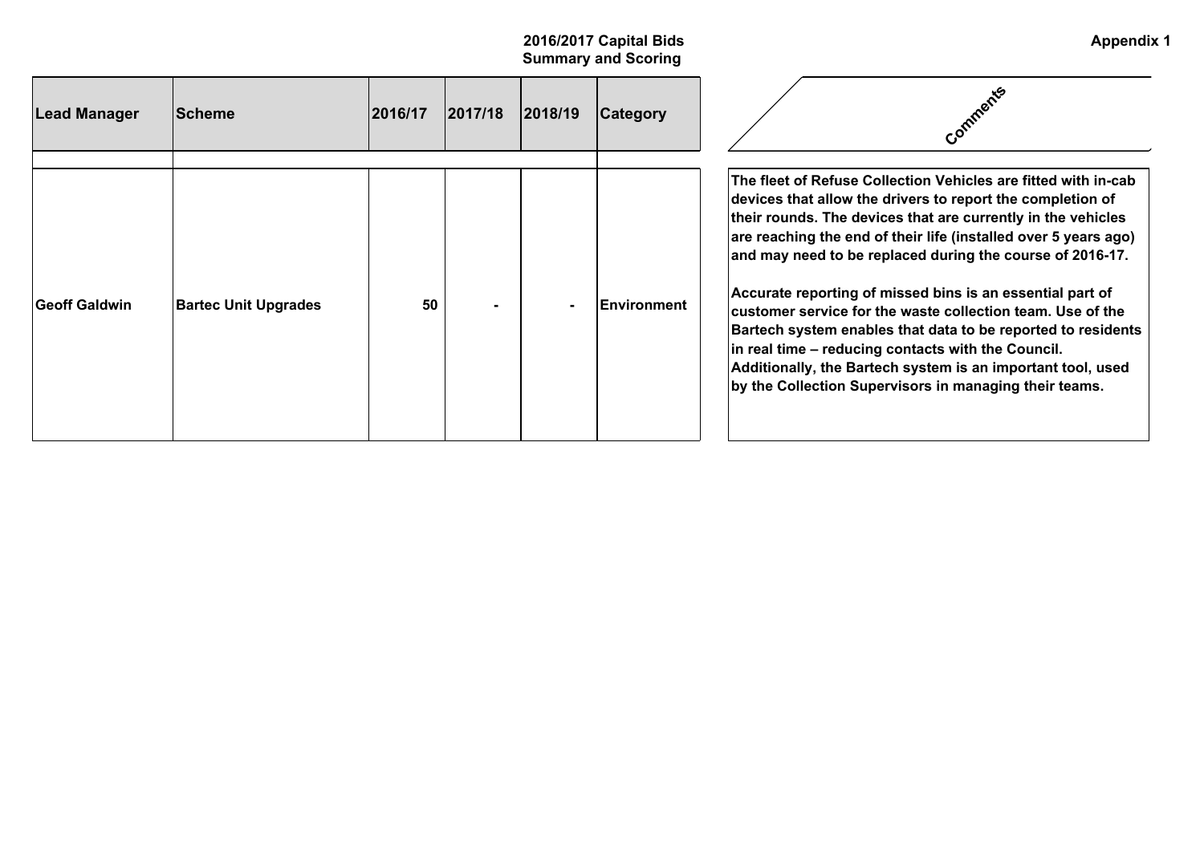**Appendix 1**

## 2016/2017 Capital Bids
## Summary and Scoring

| Lead Manager | Scheme | 2016/17 | 2017/18 | 2018/19 | Category | Comments |
|---|---|---|---|---|---|---|
| | | | | | | |
| Geoff Galdwin | Bartec Unit Upgrades | 50 | - | - | Environment | The fleet of Refuse Collection Vehicles are fitted with in-cab devices that allow the drivers to report the completion of their rounds. The devices that are currently in the vehicles are reaching the end of their life (installed over 5 years ago) and may need to be replaced during the course of 2016-17.<br><br>Accurate reporting of missed bins is an essential part of customer service for the waste collection team. Use of the Bartech system enables that data to be reported to residents in real time – reducing contacts with the Council. Additionally, the Bartech system is an important tool, used by the Collection Supervisors in managing their teams. |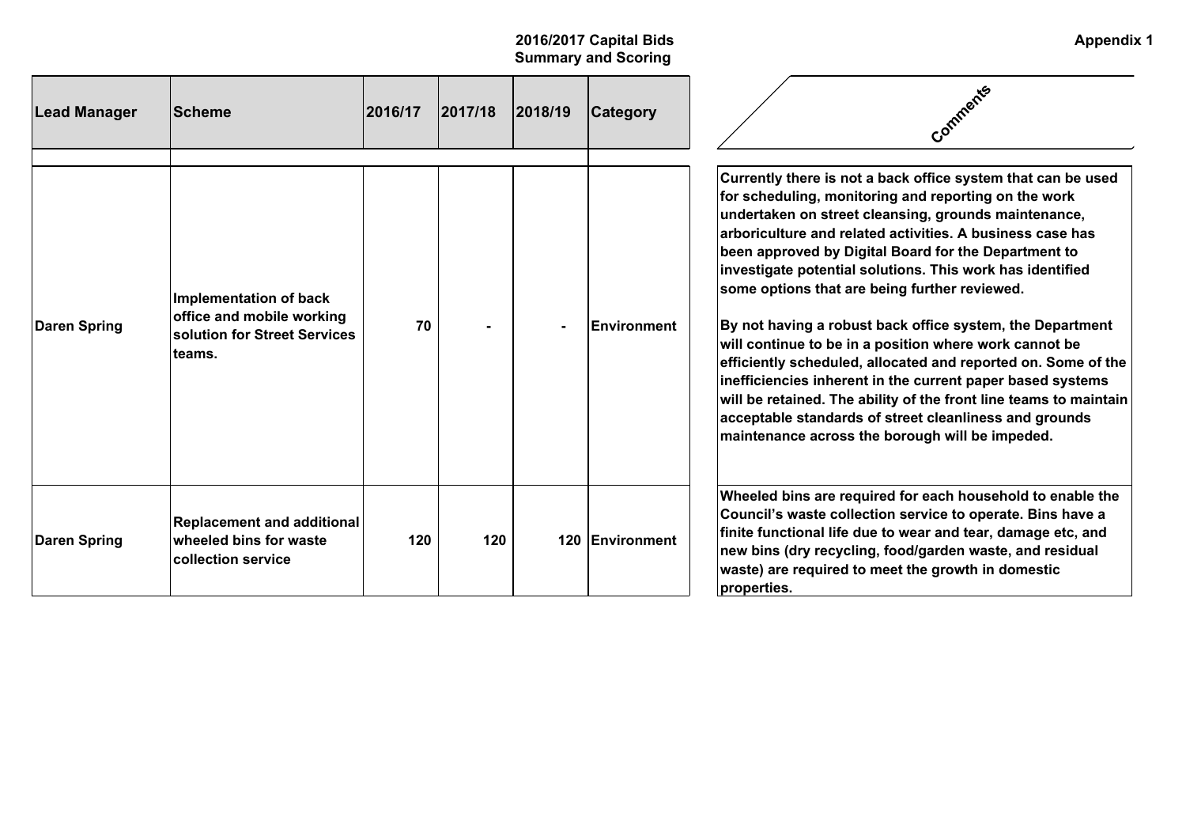**Appendix 1**

## 2016/2017 Capital Bids Summary and Scoring

| Lead Manager | Scheme | 2016/17 | 2017/18 | 2018/19 | Category | Comments |
|---|---|---|---|---|---|---|
| | | | | | | |
| Daren Spring | Implementation of back office and mobile working solution for Street Services teams. | 70 | - | - | Environment | Currently there is not a back office system that can be used for scheduling, monitoring and reporting on the work undertaken on street cleansing, grounds maintenance, arboriculture and related activities. A business case has been approved by Digital Board for the Department to investigate potential solutions. This work has identified some options that are being further reviewed.<br><br>By not having a robust back office system, the Department will continue to be in a position where work cannot be efficiently scheduled, allocated and reported on. Some of the inefficiencies inherent in the current paper based systems will be retained. The ability of the front line teams to maintain acceptable standards of street cleanliness and grounds maintenance across the borough will be impeded. |
| Daren Spring | Replacement and additional wheeled bins for waste collection service | 120 | 120 | 120 | Environment | Wheeled bins are required for each household to enable the Council's waste collection service to operate. Bins have a finite functional life due to wear and tear, damage etc, and new bins (dry recycling, food/garden waste, and residual waste) are required to meet the growth in domestic properties. |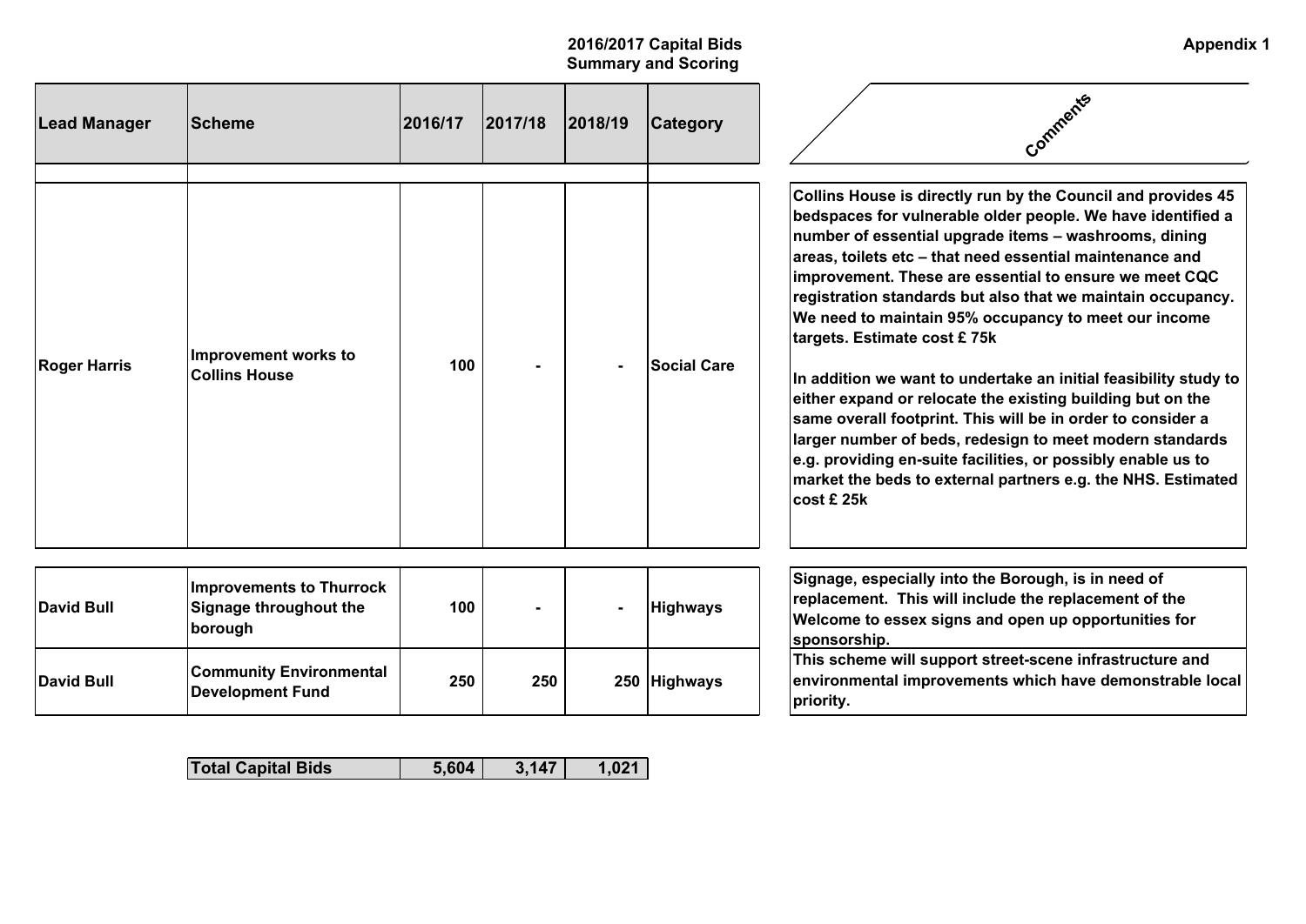**Appendix 1**

## 2016/2017 Capital Bids
## Summary and Scoring

| Lead Manager | Scheme | 2016/17 | 2017/18 | 2018/19 | Category | Comments |
|---|---|---|---|---|---|---|
| Roger Harris | Improvement works to Collins House | 100 | - | - | Social Care | Collins House is directly run by the Council and provides 45 bedspaces for vulnerable older people. We have identified a number of essential upgrade items – washrooms, dining areas, toilets etc – that need essential maintenance and improvement. These are essential to ensure we meet CQC registration standards but also that we maintain occupancy. We need to maintain 95% occupancy to meet our income targets. Estimate cost £ 75k<br><br>In addition we want to undertake an initial feasibility study to either expand or relocate the existing building but on the same overall footprint. This will be in order to consider a larger number of beds, redesign to meet modern standards e.g. providing en-suite facilities, or possibly enable us to market the beds to external partners e.g. the NHS. Estimated cost £ 25k |
| David Bull | Improvements to Thurrock Signage throughout the borough | 100 | - | - | Highways | Signage, especially into the Borough, is in need of replacement. This will include the replacement of the Welcome to essex signs and open up opportunities for sponsorship. |
| David Bull | Community Environmental Development Fund | 250 | 250 | 250 | Highways | This scheme will support street-scene infrastructure and environmental improvements which have demonstrable local priority. |

| Total Capital Bids | 5,604 | 3,147 | 1,021 |
|---|---|---|---|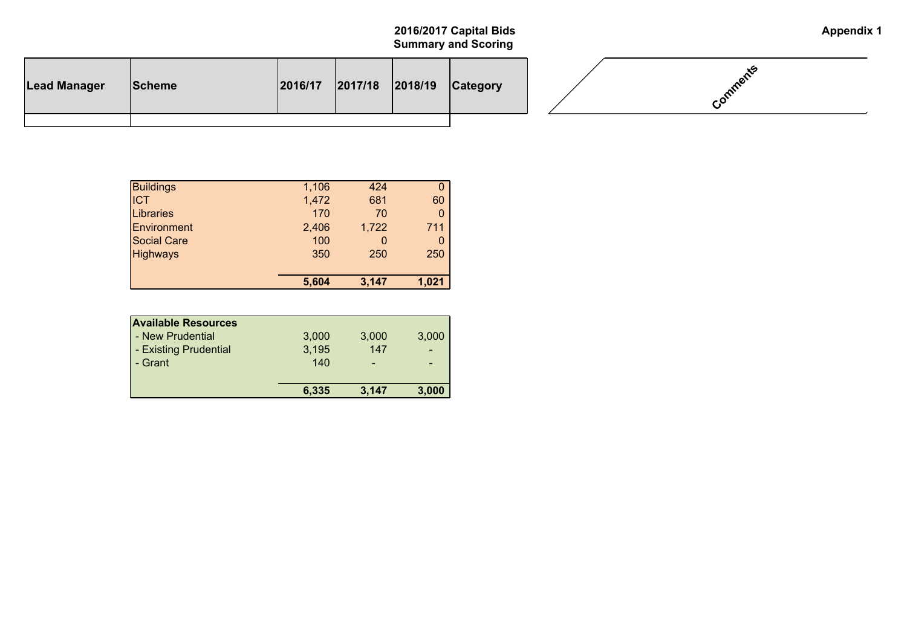**Appendix 1**

**2016/2017 Capital Bids**
**Summary and Scoring**

| Lead Manager | Scheme | 2016/17 | 2017/18 | 2018/19 | Category | Comments |
|---|---|---|---|---|---|---|
| | | | | | | |

| | | | |
|---|---|---|---|
| Buildings | 1,106 | 424 | 0 |
| ICT | 1,472 | 681 | 60 |
| Libraries | 170 | 70 | 0 |
| Environment | 2,406 | 1,722 | 711 |
| Social Care | 100 | 0 | 0 |
| Highways | 350 | 250 | 250 |
| | **5,604** | **3,147** | **1,021** |

| **Available Resources** | | | |
|---|---|---|---|
| - New Prudential | 3,000 | 3,000 | 3,000 |
| - Existing Prudential | 3,195 | 147 | - |
| - Grant | 140 | - | - |
| | **6,335** | **3,147** | **3,000** |